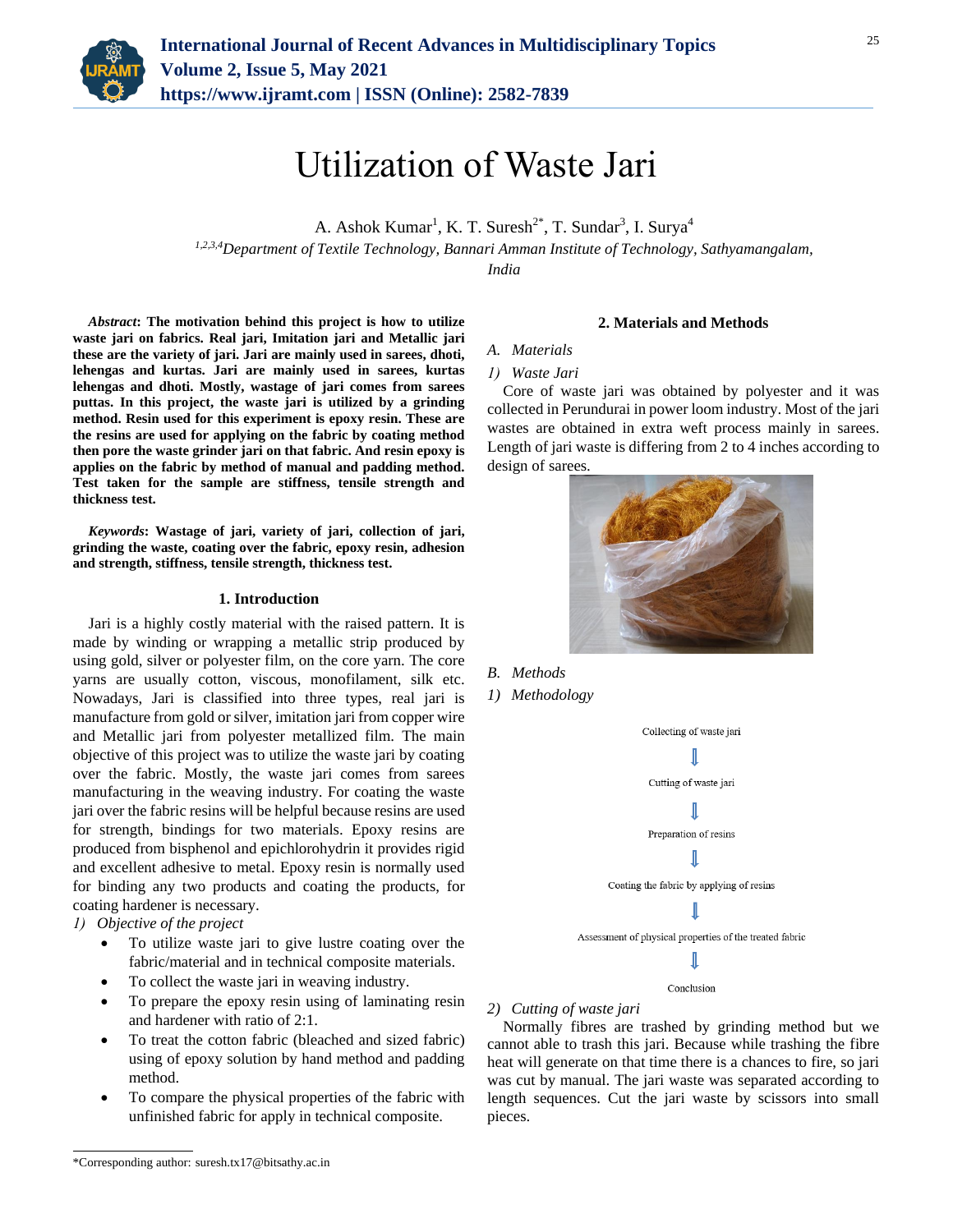# Utilization of Waste Jari

A. Ashok Kumar[1], K. T. Suresh[2*], T. Sundar[3], I. Surya[4]

[1,2,3,4]*Department of Textile Technology, Bannari Amman Institute of Technology, Sathyamangalam, India*

***Abstract*: The motivation behind this project is how to utilize waste jari on fabrics. Real jari, Imitation jari and Metallic jari these are the variety of jari. Jari are mainly used in sarees, dhoti, lehengas and kurtas. Jari are mainly used in sarees, kurtas lehengas and dhoti. Mostly, wastage of jari comes from sarees puttas. In this project, the waste jari is utilized by a grinding method. Resin used for this experiment is epoxy resin. These are the resins are used for applying on the fabric by coating method then pore the waste grinder jari on that fabric. And resin epoxy is applies on the fabric by method of manual and padding method. Test taken for the sample are stiffness, tensile strength and thickness test.**

***Keywords*: Wastage of jari, variety of jari, collection of jari, grinding the waste, coating over the fabric, epoxy resin, adhesion and strength, stiffness, tensile strength, thickness test.**

## 1. Introduction

Jari is a highly costly material with the raised pattern. It is made by winding or wrapping a metallic strip produced by using gold, silver or polyester film, on the core yarn. The core yarns are usually cotton, viscous, monofilament, silk etc. Nowadays, Jari is classified into three types, real jari is manufacture from gold or silver, imitation jari from copper wire and Metallic jari from polyester metallized film. The main objective of this project was to utilize the waste jari by coating over the fabric. Mostly, the waste jari comes from sarees manufacturing in the weaving industry. For coating the waste jari over the fabric resins will be helpful because resins are used for strength, bindings for two materials. Epoxy resins are produced from bisphenol and epichlorohydrin it provides rigid and excellent adhesive to metal. Epoxy resin is normally used for binding any two products and coating the products, for coating hardener is necessary.

*1) Objective of the project*

- To utilize waste jari to give lustre coating over the fabric/material and in technical composite materials.
- To collect the waste jari in weaving industry.
- To prepare the epoxy resin using of laminating resin and hardener with ratio of 2:1.
- To treat the cotton fabric (bleached and sized fabric) using of epoxy solution by hand method and padding method.
- To compare the physical properties of the fabric with unfinished fabric for apply in technical composite.

## 2. Materials and Methods

*A. Materials*

*1) Waste Jari*

Core of waste jari was obtained by polyester and it was collected in Perundurai in power loom industry. Most of the jari wastes are obtained in extra weft process mainly in sarees. Length of jari waste is differing from 2 to 4 inches according to design of sarees.

*B. Methods*

*1) Methodology*

Collecting of waste jari
⇩
Cutting of waste jari
⇩
Preparation of resins
⇩
Coating the fabric by applying of resins
⇩
Assessment of physical properties of the treated fabric
⇩
Conclusion

*2) Cutting of waste jari*

Normally fibres are trashed by grinding method but we cannot able to trash this jari. Because while trashing the fibre heat will generate on that time there is a chances to fire, so jari was cut by manual. The jari waste was separated according to length sequences. Cut the jari waste by scissors into small pieces.

*Corresponding author: suresh.tx17@bitsathy.ac.in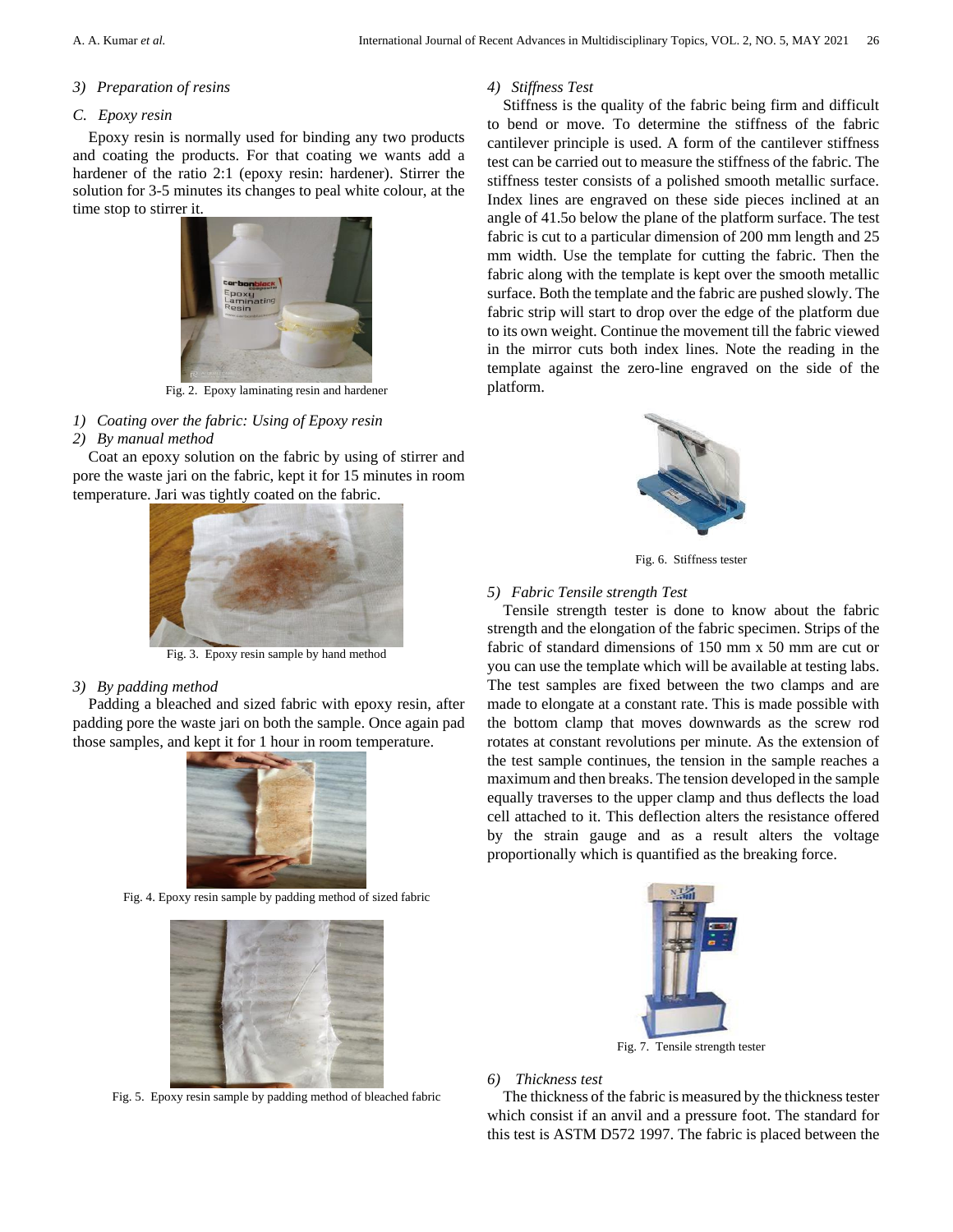*3) Preparation of resins*

### C. Epoxy resin

Epoxy resin is normally used for binding any two products and coating the products. For that coating we wants add a hardener of the ratio 2:1 (epoxy resin: hardener). Stirrer the solution for 3-5 minutes its changes to peal white colour, at the time stop to stirrer it.

Fig. 2. Epoxy laminating resin and hardener

*1) Coating over the fabric: Using of Epoxy resin*

*2) By manual method*

Coat an epoxy solution on the fabric by using of stirrer and pore the waste jari on the fabric, kept it for 15 minutes in room temperature. Jari was tightly coated on the fabric.

Fig. 3. Epoxy resin sample by hand method

*3) By padding method*

Padding a bleached and sized fabric with epoxy resin, after padding pore the waste jari on both the sample. Once again pad those samples, and kept it for 1 hour in room temperature.

Fig. 4. Epoxy resin sample by padding method of sized fabric

Fig. 5. Epoxy resin sample by padding method of bleached fabric

*4) Stiffness Test*

Stiffness is the quality of the fabric being firm and difficult to bend or move. To determine the stiffness of the fabric cantilever principle is used. A form of the cantilever stiffness test can be carried out to measure the stiffness of the fabric. The stiffness tester consists of a polished smooth metallic surface. Index lines are engraved on these side pieces inclined at an angle of 41.5o below the plane of the platform surface. The test fabric is cut to a particular dimension of 200 mm length and 25 mm width. Use the template for cutting the fabric. Then the fabric along with the template is kept over the smooth metallic surface. Both the template and the fabric are pushed slowly. The fabric strip will start to drop over the edge of the platform due to its own weight. Continue the movement till the fabric viewed in the mirror cuts both index lines. Note the reading in the template against the zero-line engraved on the side of the platform.

Fig. 6. Stiffness tester

*5) Fabric Tensile strength Test*

Tensile strength tester is done to know about the fabric strength and the elongation of the fabric specimen. Strips of the fabric of standard dimensions of 150 mm x 50 mm are cut or you can use the template which will be available at testing labs. The test samples are fixed between the two clamps and are made to elongate at a constant rate. This is made possible with the bottom clamp that moves downwards as the screw rod rotates at constant revolutions per minute. As the extension of the test sample continues, the tension in the sample reaches a maximum and then breaks. The tension developed in the sample equally traverses to the upper clamp and thus deflects the load cell attached to it. This deflection alters the resistance offered by the strain gauge and as a result alters the voltage proportionally which is quantified as the breaking force.

Fig. 7. Tensile strength tester

*6) Thickness test*

The thickness of the fabric is measured by the thickness tester which consist if an anvil and a pressure foot. The standard for this test is ASTM D572 1997. The fabric is placed between the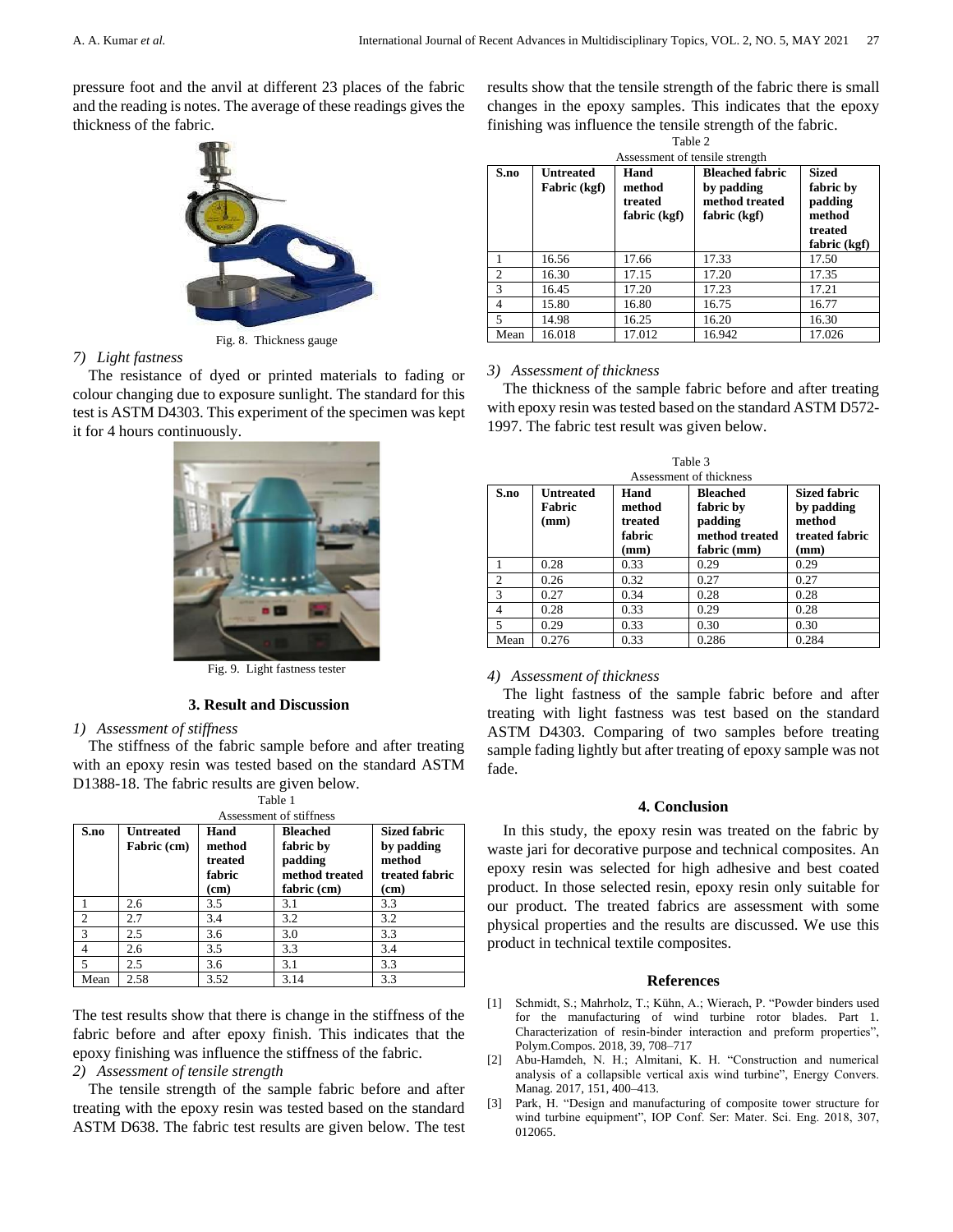pressure foot and the anvil at different 23 places of the fabric and the reading is notes. The average of these readings gives the thickness of the fabric.

Fig. 8. Thickness gauge

*7) Light fastness*

The resistance of dyed or printed materials to fading or colour changing due to exposure sunlight. The standard for this test is ASTM D4303. This experiment of the specimen was kept it for 4 hours continuously.

Fig. 9. Light fastness tester

## 3. Result and Discussion

*1) Assessment of stiffness*

The stiffness of the fabric sample before and after treating with an epoxy resin was tested based on the standard ASTM D1388-18. The fabric results are given below.

Table 1
Assessment of stiffness

| S.no | Untreated Fabric (cm) | Hand method treated fabric (cm) | Bleached fabric by padding method treated fabric (cm) | Sized fabric by padding method treated fabric (cm) |
|---|---|---|---|---|
| 1 | 2.6 | 3.5 | 3.1 | 3.3 |
| 2 | 2.7 | 3.4 | 3.2 | 3.2 |
| 3 | 2.5 | 3.6 | 3.0 | 3.3 |
| 4 | 2.6 | 3.5 | 3.3 | 3.4 |
| 5 | 2.5 | 3.6 | 3.1 | 3.3 |
| Mean | 2.58 | 3.52 | 3.14 | 3.3 |

The test results show that there is change in the stiffness of the fabric before and after epoxy finish. This indicates that the epoxy finishing was influence the stiffness of the fabric.

*2) Assessment of tensile strength*

The tensile strength of the sample fabric before and after treating with the epoxy resin was tested based on the standard ASTM D638. The fabric test results are given below. The test results show that the tensile strength of the fabric there is small changes in the epoxy samples. This indicates that the epoxy finishing was influence the tensile strength of the fabric.

Table 2
Assessment of tensile strength

| S.no | Untreated Fabric (kgf) | Hand method treated fabric (kgf) | Bleached fabric by padding method treated fabric (kgf) | Sized fabric by padding method treated fabric (kgf) |
|---|---|---|---|---|
| 1 | 16.56 | 17.66 | 17.33 | 17.50 |
| 2 | 16.30 | 17.15 | 17.20 | 17.35 |
| 3 | 16.45 | 17.20 | 17.23 | 17.21 |
| 4 | 15.80 | 16.80 | 16.75 | 16.77 |
| 5 | 14.98 | 16.25 | 16.20 | 16.30 |
| Mean | 16.018 | 17.012 | 16.942 | 17.026 |

*3) Assessment of thickness*

The thickness of the sample fabric before and after treating with epoxy resin was tested based on the standard ASTM D572-1997. The fabric test result was given below.

Table 3
Assessment of thickness

| S.no | Untreated Fabric (mm) | Hand method treated fabric (mm) | Bleached fabric by padding method treated fabric (mm) | Sized fabric by padding method treated fabric (mm) |
|---|---|---|---|---|
| 1 | 0.28 | 0.33 | 0.29 | 0.29 |
| 2 | 0.26 | 0.32 | 0.27 | 0.27 |
| 3 | 0.27 | 0.34 | 0.28 | 0.28 |
| 4 | 0.28 | 0.33 | 0.29 | 0.28 |
| 5 | 0.29 | 0.33 | 0.30 | 0.30 |
| Mean | 0.276 | 0.33 | 0.286 | 0.284 |

*4) Assessment of thickness*

The light fastness of the sample fabric before and after treating with light fastness was test based on the standard ASTM D4303. Comparing of two samples before treating sample fading lightly but after treating of epoxy sample was not fade.

## 4. Conclusion

In this study, the epoxy resin was treated on the fabric by waste jari for decorative purpose and technical composites. An epoxy resin was selected for high adhesive and best coated product. In those selected resin, epoxy resin only suitable for our product. The treated fabrics are assessment with some physical properties and the results are discussed. We use this product in technical textile composites.

## References

[1] Schmidt, S.; Mahrholz, T.; Kühn, A.; Wierach, P. "Powder binders used for the manufacturing of wind turbine rotor blades. Part 1. Characterization of resin-binder interaction and preform properties", Polym.Compos. 2018, 39, 708–717

[2] Abu-Hamdeh, N. H.; Almitani, K. H. "Construction and numerical analysis of a collapsible vertical axis wind turbine", Energy Convers. Manag. 2017, 151, 400–413.

[3] Park, H. "Design and manufacturing of composite tower structure for wind turbine equipment", IOP Conf. Ser: Mater. Sci. Eng. 2018, 307, 012065.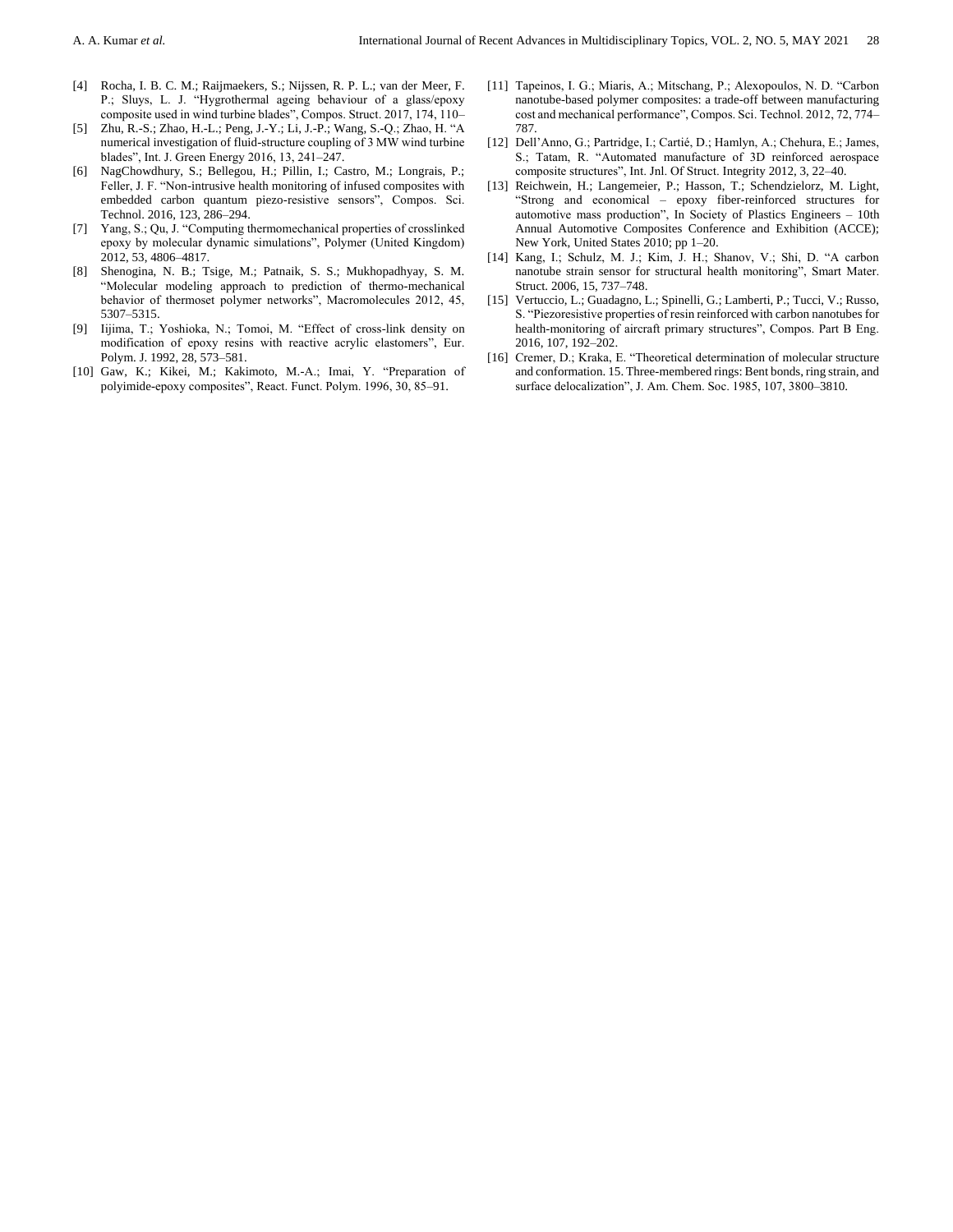[4] Rocha, I. B. C. M.; Raijmaekers, S.; Nijssen, R. P. L.; van der Meer, F. P.; Sluys, L. J. "Hygrothermal ageing behaviour of a glass/epoxy composite used in wind turbine blades", Compos. Struct. 2017, 174, 110–

[5] Zhu, R.-S.; Zhao, H.-L.; Peng, J.-Y.; Li, J.-P.; Wang, S.-Q.; Zhao, H. "A numerical investigation of fluid-structure coupling of 3 MW wind turbine blades", Int. J. Green Energy 2016, 13, 241–247.

[6] NagChowdhury, S.; Bellegou, H.; Pillin, I.; Castro, M.; Longrais, P.; Feller, J. F. "Non-intrusive health monitoring of infused composites with embedded carbon quantum piezo-resistive sensors", Compos. Sci. Technol. 2016, 123, 286–294.

[7] Yang, S.; Qu, J. "Computing thermomechanical properties of crosslinked epoxy by molecular dynamic simulations", Polymer (United Kingdom) 2012, 53, 4806–4817.

[8] Shenogina, N. B.; Tsige, M.; Patnaik, S. S.; Mukhopadhyay, S. M. "Molecular modeling approach to prediction of thermo-mechanical behavior of thermoset polymer networks", Macromolecules 2012, 45, 5307–5315.

[9] Iijima, T.; Yoshioka, N.; Tomoi, M. "Effect of cross-link density on modification of epoxy resins with reactive acrylic elastomers", Eur. Polym. J. 1992, 28, 573–581.

[10] Gaw, K.; Kikei, M.; Kakimoto, M.-A.; Imai, Y. "Preparation of polyimide-epoxy composites", React. Funct. Polym. 1996, 30, 85–91.

[11] Tapeinos, I. G.; Miaris, A.; Mitschang, P.; Alexopoulos, N. D. "Carbon nanotube-based polymer composites: a trade-off between manufacturing cost and mechanical performance", Compos. Sci. Technol. 2012, 72, 774–787.

[12] Dell'Anno, G.; Partridge, I.; Cartié, D.; Hamlyn, A.; Chehura, E.; James, S.; Tatam, R. "Automated manufacture of 3D reinforced aerospace composite structures", Int. Jnl. Of Struct. Integrity 2012, 3, 22–40.

[13] Reichwein, H.; Langemeier, P.; Hasson, T.; Schendzielorz, M. Light, "Strong and economical – epoxy fiber-reinforced structures for automotive mass production", In Society of Plastics Engineers – 10th Annual Automotive Composites Conference and Exhibition (ACCE); New York, United States 2010; pp 1–20.

[14] Kang, I.; Schulz, M. J.; Kim, J. H.; Shanov, V.; Shi, D. "A carbon nanotube strain sensor for structural health monitoring", Smart Mater. Struct. 2006, 15, 737–748.

[15] Vertuccio, L.; Guadagno, L.; Spinelli, G.; Lamberti, P.; Tucci, V.; Russo, S. "Piezoresistive properties of resin reinforced with carbon nanotubes for health-monitoring of aircraft primary structures", Compos. Part B Eng. 2016, 107, 192–202.

[16] Cremer, D.; Kraka, E. "Theoretical determination of molecular structure and conformation. 15. Three-membered rings: Bent bonds, ring strain, and surface delocalization", J. Am. Chem. Soc. 1985, 107, 3800–3810.